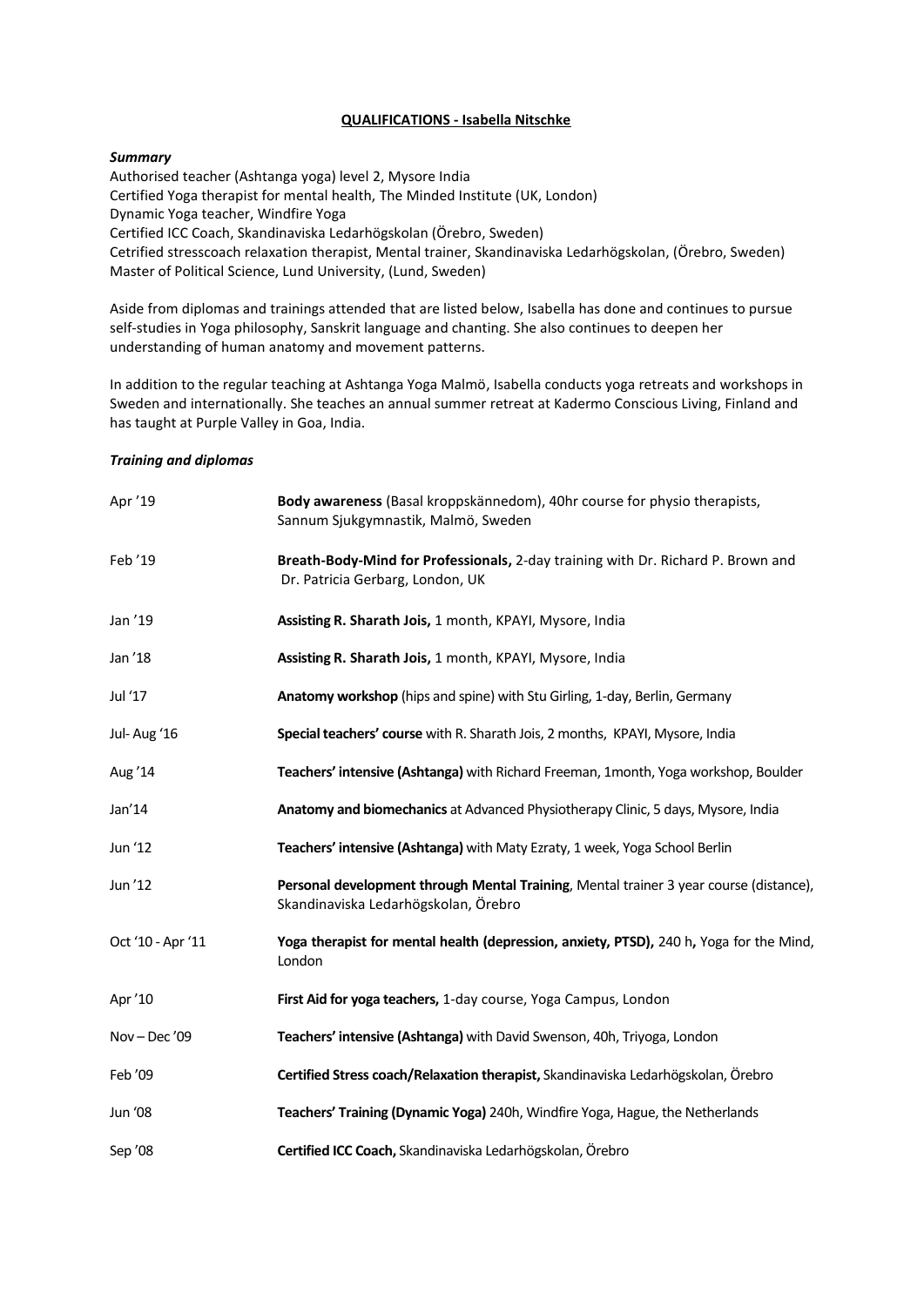**QUALIFICATIONS - Isabella Nitschke**

***Summary***

Authorised teacher (Ashtanga yoga) level 2, Mysore India
Certified Yoga therapist for mental health, The Minded Institute (UK, London)
Dynamic Yoga teacher, Windfire Yoga
Certified ICC Coach, Skandinaviska Ledarhögskolan (Örebro, Sweden)
Cetrified stresscoach relaxation therapist, Mental trainer, Skandinaviska Ledarhögskolan, (Örebro, Sweden)
Master of Political Science, Lund University, (Lund, Sweden)

Aside from diplomas and trainings attended that are listed below, Isabella has done and continues to pursue self-studies in Yoga philosophy, Sanskrit language and chanting. She also continues to deepen her understanding of human anatomy and movement patterns.

In addition to the regular teaching at Ashtanga Yoga Malmö, Isabella conducts yoga retreats and workshops in Sweden and internationally. She teaches an annual summer retreat at Kadermo Conscious Living, Finland and has taught at Purple Valley in Goa, India.

***Training and diplomas***

| | |
|---|---|
| Apr '19 | **Body awareness** (Basal kroppskännedom), 40hr course for physio therapists, Sannum Sjukgymnastik, Malmö, Sweden |
| Feb '19 | **Breath-Body-Mind for Professionals,** 2-day training with Dr. Richard P. Brown and Dr. Patricia Gerbarg, London, UK |
| Jan '19 | **Assisting R. Sharath Jois,** 1 month, KPAYI, Mysore, India |
| Jan '18 | **Assisting R. Sharath Jois,** 1 month, KPAYI, Mysore, India |
| Jul '17 | **Anatomy workshop** (hips and spine) with Stu Girling, 1-day, Berlin, Germany |
| Jul- Aug '16 | **Special teachers' course** with R. Sharath Jois, 2 months, KPAYI, Mysore, India |
| Aug '14 | **Teachers' intensive (Ashtanga)** with Richard Freeman, 1month, Yoga workshop, Boulder |
| Jan'14 | **Anatomy and biomechanics** at Advanced Physiotherapy Clinic, 5 days, Mysore, India |
| Jun '12 | **Teachers' intensive (Ashtanga)** with Maty Ezraty, 1 week, Yoga School Berlin |
| Jun '12 | **Personal development through Mental Training**, Mental trainer 3 year course (distance), Skandinaviska Ledarhögskolan, Örebro |
| Oct '10 - Apr '11 | **Yoga therapist for mental health (depression, anxiety, PTSD),** 240 h**,** Yoga for the Mind, London |
| Apr '10 | **First Aid for yoga teachers,** 1-day course, Yoga Campus, London |
| Nov – Dec '09 | **Teachers' intensive (Ashtanga)** with David Swenson, 40h, Triyoga, London |
| Feb '09 | **Certified Stress coach/Relaxation therapist,** Skandinaviska Ledarhögskolan, Örebro |
| Jun '08 | **Teachers' Training (Dynamic Yoga)** 240h, Windfire Yoga, Hague, the Netherlands |
| Sep '08 | **Certified ICC Coach,** Skandinaviska Ledarhögskolan, Örebro |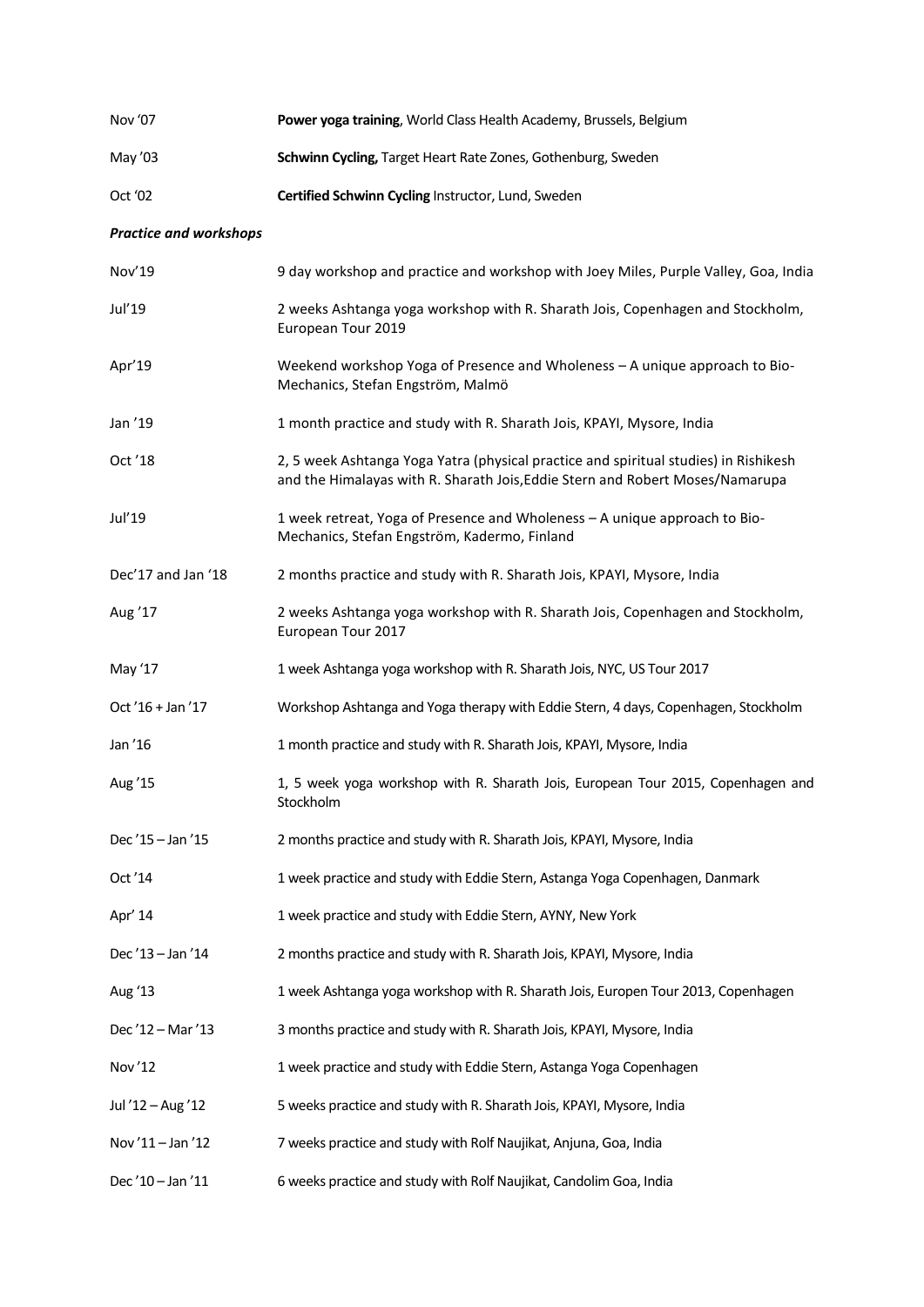| | |
|---|---|
| Nov '07 | **Power yoga training**, World Class Health Academy, Brussels, Belgium |
| May '03 | **Schwinn Cycling,** Target Heart Rate Zones, Gothenburg, Sweden |
| Oct '02 | **Certified Schwinn Cycling** Instructor, Lund, Sweden |

***Practice and workshops***

| | |
|---|---|
| Nov'19 | 9 day workshop and practice and workshop with Joey Miles, Purple Valley, Goa, India |
| Jul'19 | 2 weeks Ashtanga yoga workshop with R. Sharath Jois, Copenhagen and Stockholm, European Tour 2019 |
| Apr'19 | Weekend workshop Yoga of Presence and Wholeness – A unique approach to Bio-Mechanics, Stefan Engström, Malmö |
| Jan '19 | 1 month practice and study with R. Sharath Jois, KPAYI, Mysore, India |
| Oct '18 | 2, 5 week Ashtanga Yoga Yatra (physical practice and spiritual studies) in Rishikesh and the Himalayas with R. Sharath Jois,Eddie Stern and Robert Moses/Namarupa |
| Jul'19 | 1 week retreat, Yoga of Presence and Wholeness – A unique approach to Bio-Mechanics, Stefan Engström, Kadermo, Finland |
| Dec'17 and Jan '18 | 2 months practice and study with R. Sharath Jois, KPAYI, Mysore, India |
| Aug '17 | 2 weeks Ashtanga yoga workshop with R. Sharath Jois, Copenhagen and Stockholm, European Tour 2017 |
| May '17 | 1 week Ashtanga yoga workshop with R. Sharath Jois, NYC, US Tour 2017 |
| Oct '16 + Jan '17 | Workshop Ashtanga and Yoga therapy with Eddie Stern, 4 days, Copenhagen, Stockholm |
| Jan '16 | 1 month practice and study with R. Sharath Jois, KPAYI, Mysore, India |
| Aug '15 | 1, 5 week yoga workshop with R. Sharath Jois, European Tour 2015, Copenhagen and Stockholm |
| Dec '15 – Jan '15 | 2 months practice and study with R. Sharath Jois, KPAYI, Mysore, India |
| Oct '14 | 1 week practice and study with Eddie Stern, Astanga Yoga Copenhagen, Danmark |
| Apr' 14 | 1 week practice and study with Eddie Stern, AYNY, New York |
| Dec '13 – Jan '14 | 2 months practice and study with R. Sharath Jois, KPAYI, Mysore, India |
| Aug '13 | 1 week Ashtanga yoga workshop with R. Sharath Jois, Europen Tour 2013, Copenhagen |
| Dec '12 – Mar '13 | 3 months practice and study with R. Sharath Jois, KPAYI, Mysore, India |
| Nov '12 | 1 week practice and study with Eddie Stern, Astanga Yoga Copenhagen |
| Jul '12 – Aug '12 | 5 weeks practice and study with R. Sharath Jois, KPAYI, Mysore, India |
| Nov '11 – Jan '12 | 7 weeks practice and study with Rolf Naujikat, Anjuna, Goa, India |
| Dec '10 – Jan '11 | 6 weeks practice and study with Rolf Naujikat, Candolim Goa, India |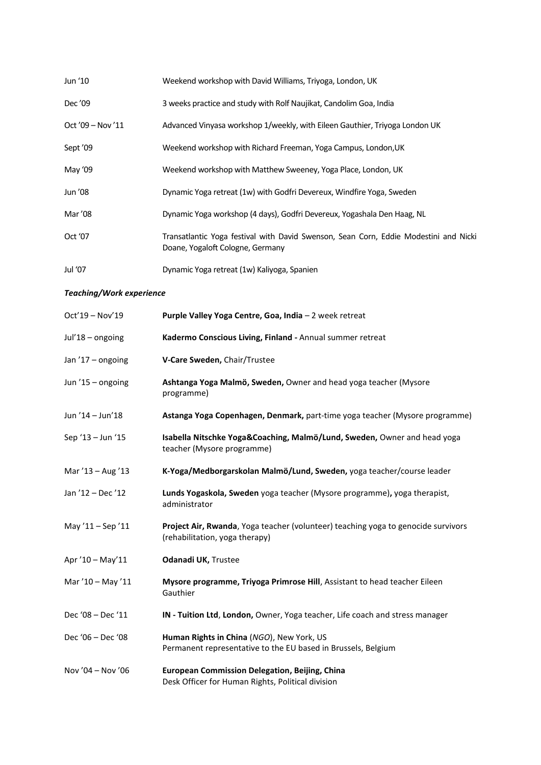| | |
|---|---|
| Jun '10 | Weekend workshop with David Williams, Triyoga, London, UK |
| Dec '09 | 3 weeks practice and study with Rolf Naujikat, Candolim Goa, India |
| Oct '09 – Nov '11 | Advanced Vinyasa workshop 1/weekly, with Eileen Gauthier, Triyoga London UK |
| Sept '09 | Weekend workshop with Richard Freeman, Yoga Campus, London,UK |
| May '09 | Weekend workshop with Matthew Sweeney, Yoga Place, London, UK |
| Jun '08 | Dynamic Yoga retreat (1w) with Godfri Devereux, Windfire Yoga, Sweden |
| Mar '08 | Dynamic Yoga workshop (4 days), Godfri Devereux, Yogashala Den Haag, NL |
| Oct '07 | Transatlantic Yoga festival with David Swenson, Sean Corn, Eddie Modestini and Nicki Doane, Yogaloft Cologne, Germany |
| Jul '07 | Dynamic Yoga retreat (1w) Kaliyoga, Spanien |

***Teaching/Work experience***

| | |
|---|---|
| Oct'19 – Nov'19 | **Purple Valley Yoga Centre, Goa, India** – 2 week retreat |
| Jul'18 – ongoing | **Kadermo Conscious Living, Finland -** Annual summer retreat |
| Jan '17 – ongoing | **V-Care Sweden,** Chair/Trustee |
| Jun '15 – ongoing | **Ashtanga Yoga Malmö, Sweden,** Owner and head yoga teacher (Mysore programme) |
| Jun '14 – Jun'18 | **Astanga Yoga Copenhagen, Denmark,** part-time yoga teacher (Mysore programme) |
| Sep '13 – Jun '15 | **Isabella Nitschke Yoga&Coaching, Malmö/Lund, Sweden,** Owner and head yoga teacher (Mysore programme) |
| Mar '13 – Aug '13 | **K-Yoga/Medborgarskolan Malmö/Lund, Sweden,** yoga teacher/course leader |
| Jan '12 – Dec '12 | **Lunds Yogaskola, Sweden** yoga teacher (Mysore programme)**,** yoga therapist, administrator |
| May '11 – Sep '11 | **Project Air, Rwanda**, Yoga teacher (volunteer) teaching yoga to genocide survivors (rehabilitation, yoga therapy) |
| Apr '10 – May'11 | **Odanadi UK,** Trustee |
| Mar '10 – May '11 | **Mysore programme, Triyoga Primrose Hill**, Assistant to head teacher Eileen Gauthier |
| Dec '08 – Dec '11 | **IN - Tuition Ltd**, **London,** Owner, Yoga teacher, Life coach and stress manager |
| Dec '06 – Dec '08 | **Human Rights in China** (*NGO*), New York, US<br>Permanent representative to the EU based in Brussels, Belgium |
| Nov '04 – Nov '06 | **European Commission Delegation, Beijing, China**<br>Desk Officer for Human Rights, Political division |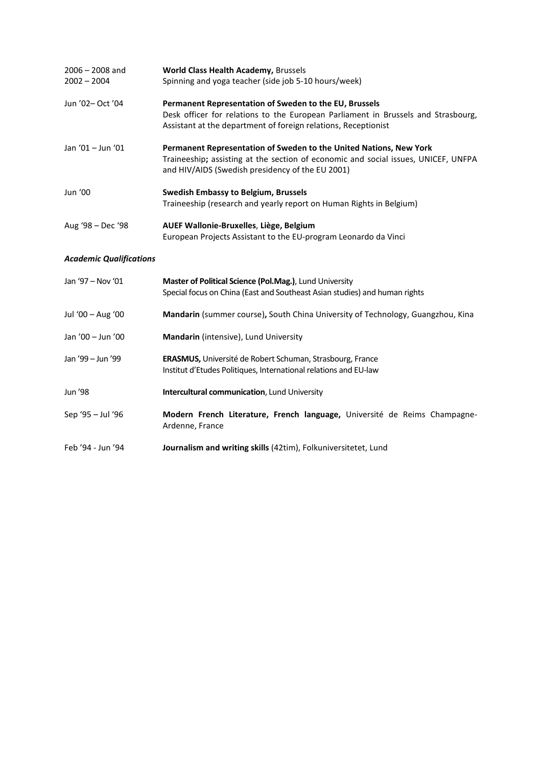| | |
|---|---|
| 2006 – 2008 and 2002 – 2004 | **World Class Health Academy,** Brussels<br>Spinning and yoga teacher (side job 5-10 hours/week) |
| Jun '02– Oct '04 | **Permanent Representation of Sweden to the EU, Brussels**<br>Desk officer for relations to the European Parliament in Brussels and Strasbourg, Assistant at the department of foreign relations, Receptionist |
| Jan '01 – Jun '01 | **Permanent Representation of Sweden to the United Nations, New York**<br>Traineeship**;** assisting at the section of economic and social issues, UNICEF, UNFPA and HIV/AIDS (Swedish presidency of the EU 2001) |
| Jun '00 | **Swedish Embassy to Belgium, Brussels**<br>Traineeship (research and yearly report on Human Rights in Belgium) |
| Aug '98 – Dec '98 | **AUEF Wallonie-Bruxelles**, **Liège, Belgium**<br>European Projects Assistant to the EU-program Leonardo da Vinci |

***Academic Qualifications***

| | |
|---|---|
| Jan '97 – Nov '01 | **Master of Political Science (Pol.Mag.)**, Lund University<br>Special focus on China (East and Southeast Asian studies) and human rights |
| Jul '00 – Aug '00 | **Mandarin** (summer course)**,** South China University of Technology, Guangzhou, Kina |
| Jan '00 – Jun '00 | **Mandarin** (intensive), Lund University |
| Jan '99 – Jun '99 | **ERASMUS,** Université de Robert Schuman, Strasbourg, France<br>Institut d'Etudes Politiques, International relations and EU-law |
| Jun '98 | **Intercultural communication**, Lund University |
| Sep '95 – Jul '96 | **Modern French Literature, French language,** Université de Reims Champagne-Ardenne, France |
| Feb '94 - Jun '94 | **Journalism and writing skills** (42tim), Folkuniversitetet, Lund |